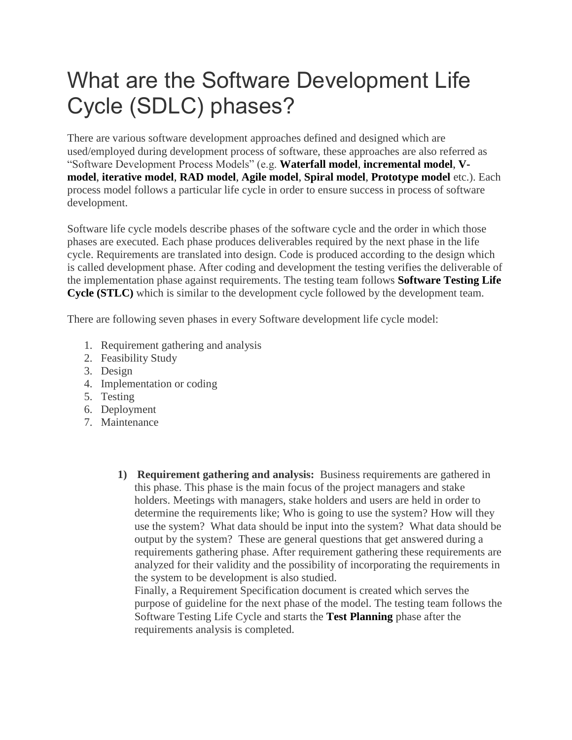# What are the Software Development Life Cycle (SDLC) phases?

There are various software development approaches defined and designed which are used/employed during development process of software, these approaches are also referred as "Software Development Process Models" (e.g. **Waterfall model**, **incremental model**, **V-model**, **iterative model**, **RAD model**, **Agile model**, **Spiral model**, **Prototype model** etc.). Each process model follows a particular life cycle in order to ensure success in process of software development.

Software life cycle models describe phases of the software cycle and the order in which those phases are executed. Each phase produces deliverables required by the next phase in the life cycle. Requirements are translated into design. Code is produced according to the design which is called development phase. After coding and development the testing verifies the deliverable of the implementation phase against requirements. The testing team follows **Software Testing Life Cycle (STLC)** which is similar to the development cycle followed by the development team.

There are following seven phases in every Software development life cycle model:

1. Requirement gathering and analysis
2. Feasibility Study
3. Design
4. Implementation or coding
5. Testing
6. Deployment
7. Maintenance

**1) Requirement gathering and analysis:** Business requirements are gathered in this phase. This phase is the main focus of the project managers and stake holders. Meetings with managers, stake holders and users are held in order to determine the requirements like; Who is going to use the system? How will they use the system? What data should be input into the system? What data should be output by the system? These are general questions that get answered during a requirements gathering phase. After requirement gathering these requirements are analyzed for their validity and the possibility of incorporating the requirements in the system to be development is also studied.

Finally, a Requirement Specification document is created which serves the purpose of guideline for the next phase of the model. The testing team follows the Software Testing Life Cycle and starts the **Test Planning** phase after the requirements analysis is completed.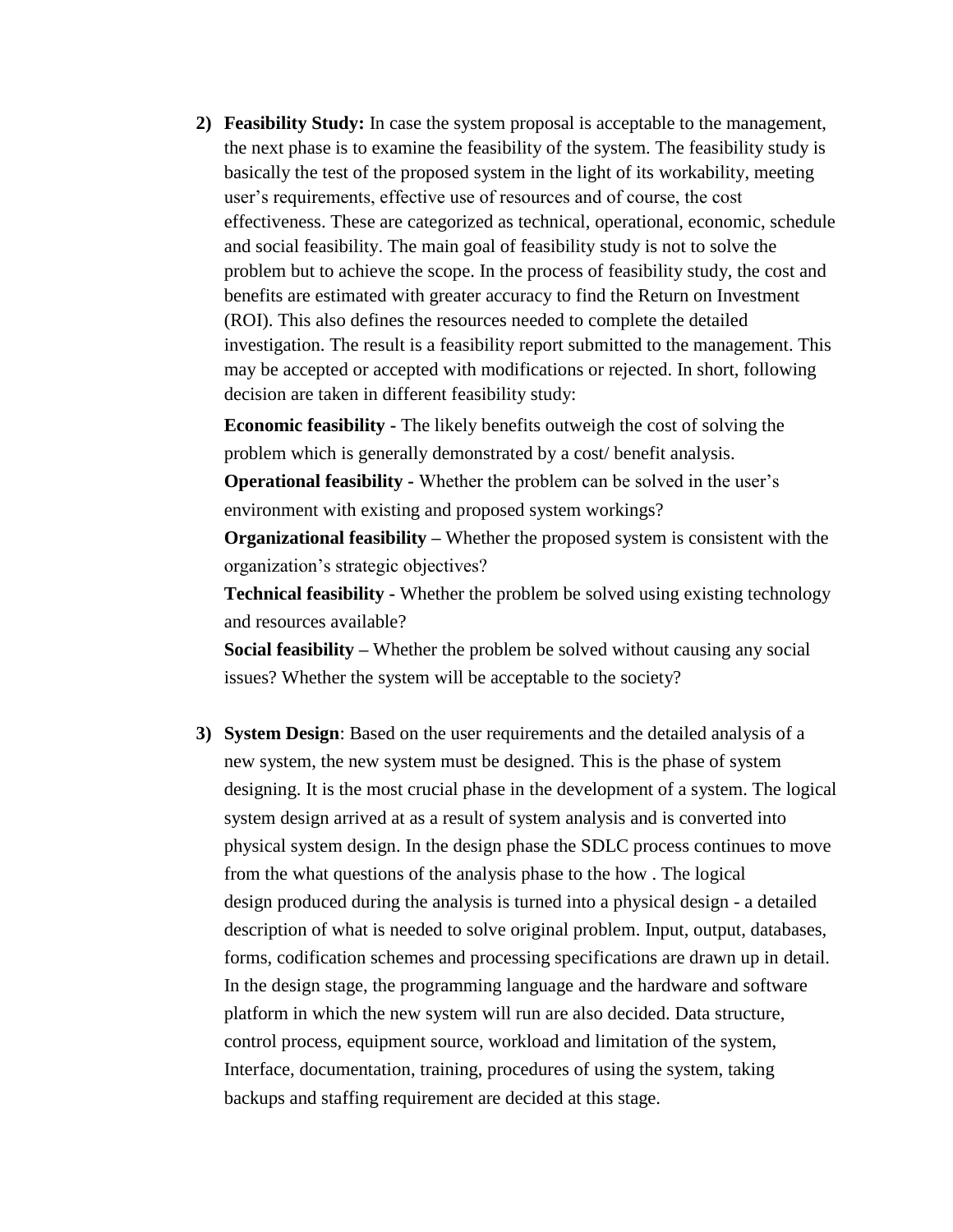2) **Feasibility Study:** In case the system proposal is acceptable to the management, the next phase is to examine the feasibility of the system. The feasibility study is basically the test of the proposed system in the light of its workability, meeting user's requirements, effective use of resources and of course, the cost effectiveness. These are categorized as technical, operational, economic, schedule and social feasibility. The main goal of feasibility study is not to solve the problem but to achieve the scope. In the process of feasibility study, the cost and benefits are estimated with greater accuracy to find the Return on Investment (ROI). This also defines the resources needed to complete the detailed investigation. The result is a feasibility report submitted to the management. This may be accepted or accepted with modifications or rejected. In short, following decision are taken in different feasibility study:

   **Economic feasibility** - The likely benefits outweigh the cost of solving the problem which is generally demonstrated by a cost/ benefit analysis.

   **Operational feasibility -** Whether the problem can be solved in the user's environment with existing and proposed system workings?

   **Organizational feasibility –** Whether the proposed system is consistent with the organization's strategic objectives?

   **Technical feasibility -** Whether the problem be solved using existing technology and resources available?

   **Social feasibility –** Whether the problem be solved without causing any social issues? Whether the system will be acceptable to the society?

3) **System Design**: Based on the user requirements and the detailed analysis of a new system, the new system must be designed. This is the phase of system designing. It is the most crucial phase in the development of a system. The logical system design arrived at as a result of system analysis and is converted into physical system design. In the design phase the SDLC process continues to move from the what questions of the analysis phase to the how . The logical design produced during the analysis is turned into a physical design - a detailed description of what is needed to solve original problem. Input, output, databases, forms, codification schemes and processing specifications are drawn up in detail. In the design stage, the programming language and the hardware and software platform in which the new system will run are also decided. Data structure, control process, equipment source, workload and limitation of the system, Interface, documentation, training, procedures of using the system, taking backups and staffing requirement are decided at this stage.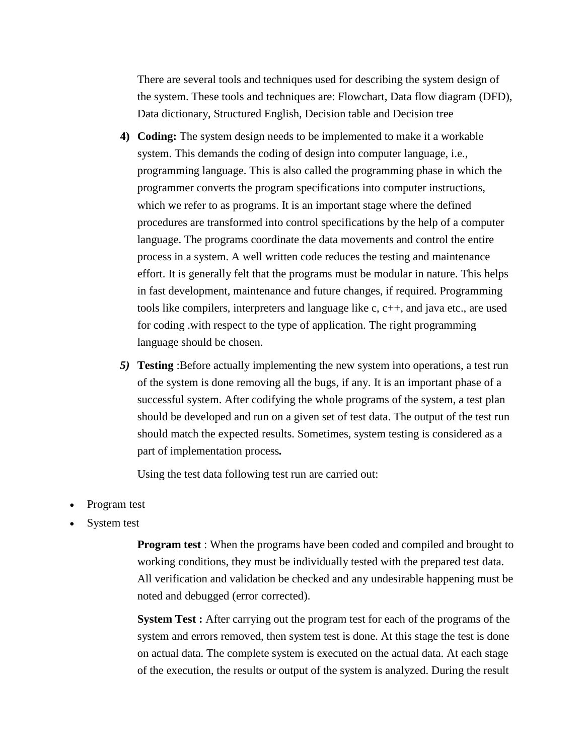There are several tools and techniques used for describing the system design of the system. These tools and techniques are: Flowchart, Data flow diagram (DFD), Data dictionary, Structured English, Decision table and Decision tree

4) **Coding:** The system design needs to be implemented to make it a workable system. This demands the coding of design into computer language, i.e., programming language. This is also called the programming phase in which the programmer converts the program specifications into computer instructions, which we refer to as programs. It is an important stage where the defined procedures are transformed into control specifications by the help of a computer language. The programs coordinate the data movements and control the entire process in a system. A well written code reduces the testing and maintenance effort. It is generally felt that the programs must be modular in nature. This helps in fast development, maintenance and future changes, if required. Programming tools like compilers, interpreters and language like c, c++, and java etc., are used for coding .with respect to the type of application. The right programming language should be chosen.

*5)* **Testing** :Before actually implementing the new system into operations, a test run of the system is done removing all the bugs, if any. It is an important phase of a successful system. After codifying the whole programs of the system, a test plan should be developed and run on a given set of test data. The output of the test run should match the expected results. Sometimes, system testing is considered as a part of implementation process**.**

Using the test data following test run are carried out:

- Program test
- System test

**Program test** : When the programs have been coded and compiled and brought to working conditions, they must be individually tested with the prepared test data. All verification and validation be checked and any undesirable happening must be noted and debugged (error corrected).

**System Test :** After carrying out the program test for each of the programs of the system and errors removed, then system test is done. At this stage the test is done on actual data. The complete system is executed on the actual data. At each stage of the execution, the results or output of the system is analyzed. During the result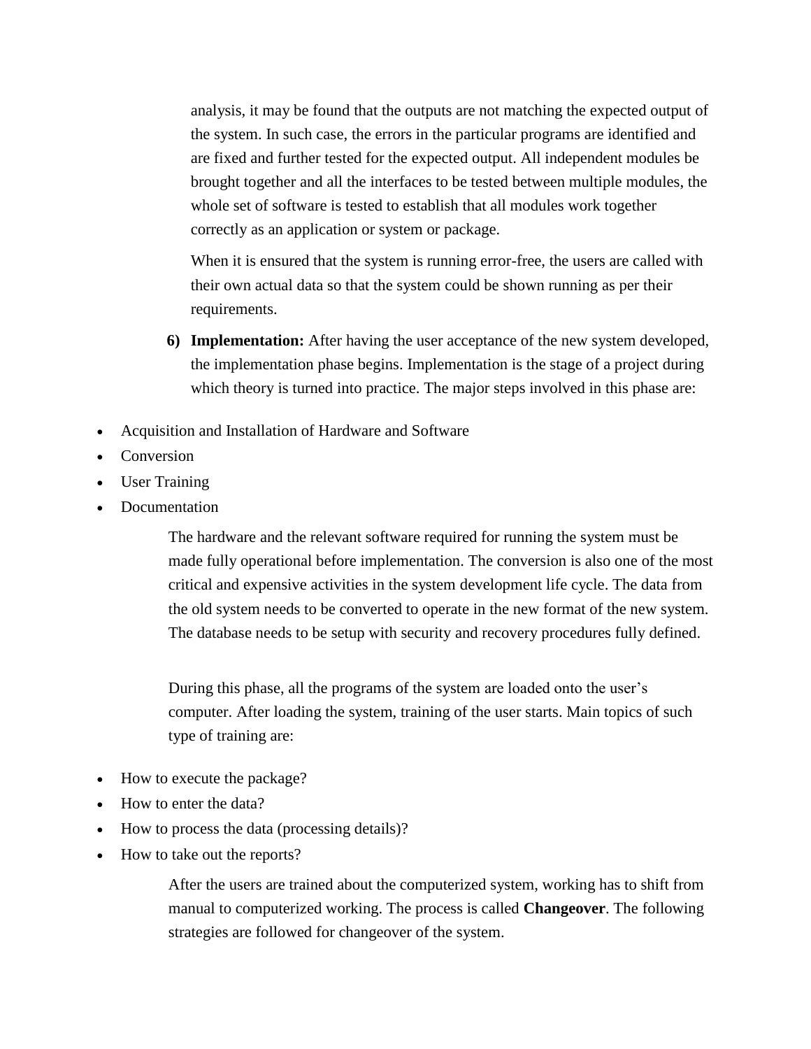analysis, it may be found that the outputs are not matching the expected output of the system. In such case, the errors in the particular programs are identified and are fixed and further tested for the expected output. All independent modules be brought together and all the interfaces to be tested between multiple modules, the whole set of software is tested to establish that all modules work together correctly as an application or system or package.

When it is ensured that the system is running error-free, the users are called with their own actual data so that the system could be shown running as per their requirements.

6) **Implementation:** After having the user acceptance of the new system developed, the implementation phase begins. Implementation is the stage of a project during which theory is turned into practice. The major steps involved in this phase are:

- Acquisition and Installation of Hardware and Software
- Conversion
- User Training
- Documentation

The hardware and the relevant software required for running the system must be made fully operational before implementation. The conversion is also one of the most critical and expensive activities in the system development life cycle. The data from the old system needs to be converted to operate in the new format of the new system. The database needs to be setup with security and recovery procedures fully defined.

During this phase, all the programs of the system are loaded onto the user's computer. After loading the system, training of the user starts. Main topics of such type of training are:

- How to execute the package?
- How to enter the data?
- How to process the data (processing details)?
- How to take out the reports?

After the users are trained about the computerized system, working has to shift from manual to computerized working. The process is called **Changeover**. The following strategies are followed for changeover of the system.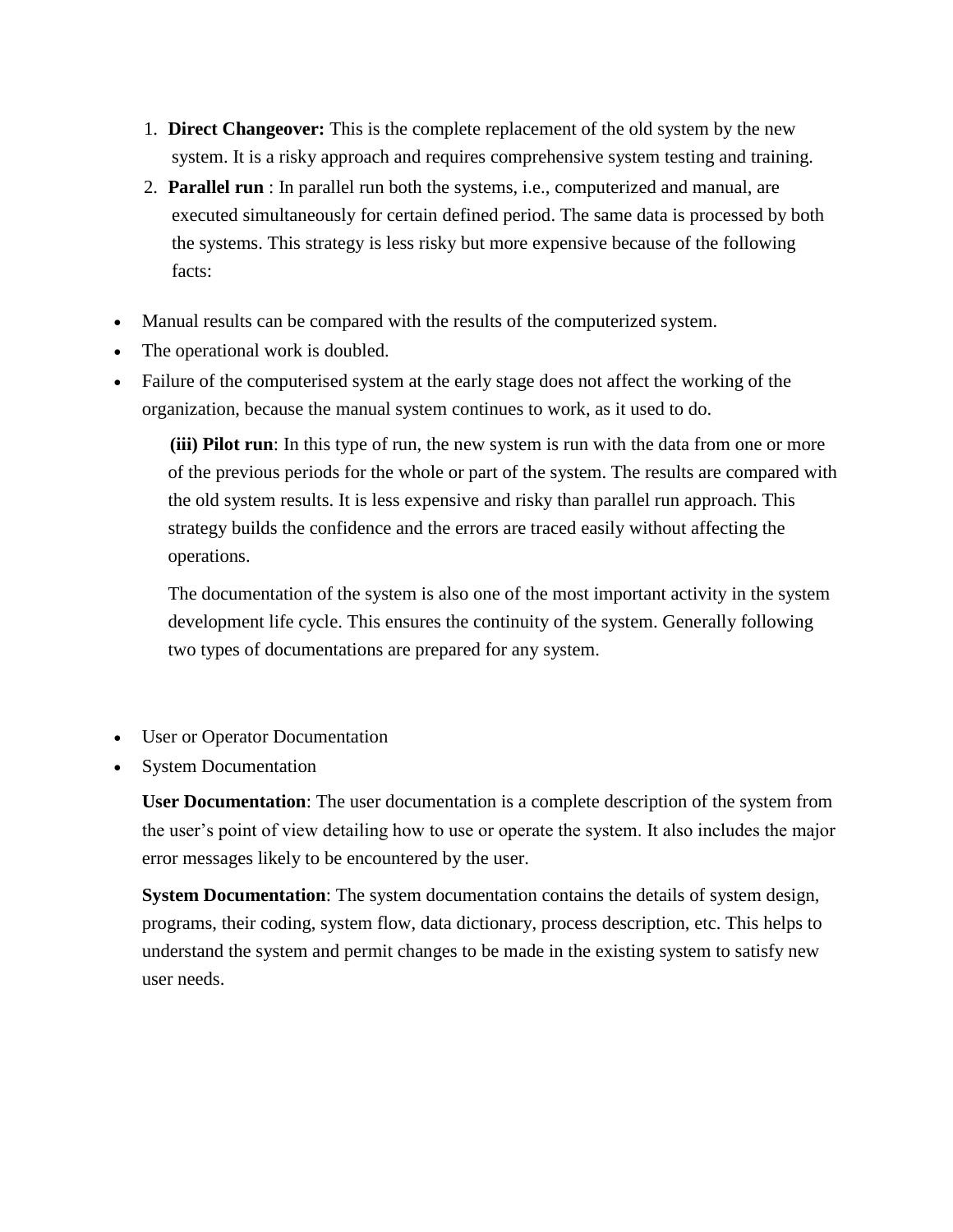1. **Direct Changeover:** This is the complete replacement of the old system by the new system. It is a risky approach and requires comprehensive system testing and training.
2. **Parallel run** : In parallel run both the systems, i.e., computerized and manual, are executed simultaneously for certain defined period. The same data is processed by both the systems. This strategy is less risky but more expensive because of the following facts:

- Manual results can be compared with the results of the computerized system.
- The operational work is doubled.
- Failure of the computerised system at the early stage does not affect the working of the organization, because the manual system continues to work, as it used to do.

**(iii) Pilot run**: In this type of run, the new system is run with the data from one or more of the previous periods for the whole or part of the system. The results are compared with the old system results. It is less expensive and risky than parallel run approach. This strategy builds the confidence and the errors are traced easily without affecting the operations.

The documentation of the system is also one of the most important activity in the system development life cycle. This ensures the continuity of the system. Generally following two types of documentations are prepared for any system.

- User or Operator Documentation
- System Documentation

**User Documentation**: The user documentation is a complete description of the system from the user's point of view detailing how to use or operate the system. It also includes the major error messages likely to be encountered by the user.

**System Documentation**: The system documentation contains the details of system design, programs, their coding, system flow, data dictionary, process description, etc. This helps to understand the system and permit changes to be made in the existing system to satisfy new user needs.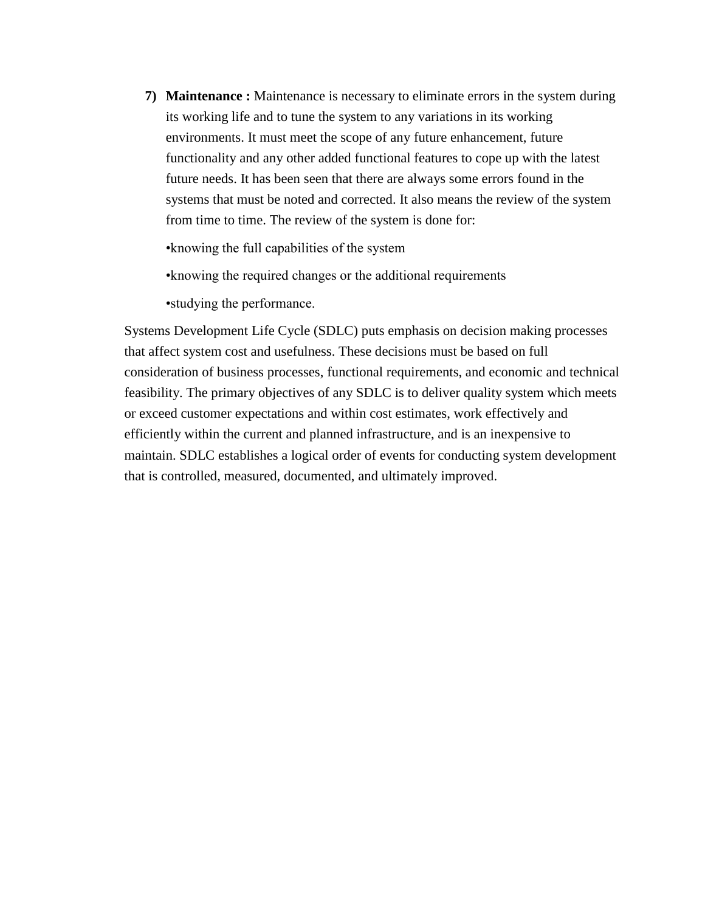7) **Maintenance :** Maintenance is necessary to eliminate errors in the system during its working life and to tune the system to any variations in its working environments. It must meet the scope of any future enhancement, future functionality and any other added functional features to cope up with the latest future needs. It has been seen that there are always some errors found in the systems that must be noted and corrected. It also means the review of the system from time to time. The review of the system is done for:

   •knowing the full capabilities of the system

   •knowing the required changes or the additional requirements

   •studying the performance.

Systems Development Life Cycle (SDLC) puts emphasis on decision making processes that affect system cost and usefulness. These decisions must be based on full consideration of business processes, functional requirements, and economic and technical feasibility. The primary objectives of any SDLC is to deliver quality system which meets or exceed customer expectations and within cost estimates, work effectively and efficiently within the current and planned infrastructure, and is an inexpensive to maintain. SDLC establishes a logical order of events for conducting system development that is controlled, measured, documented, and ultimately improved.